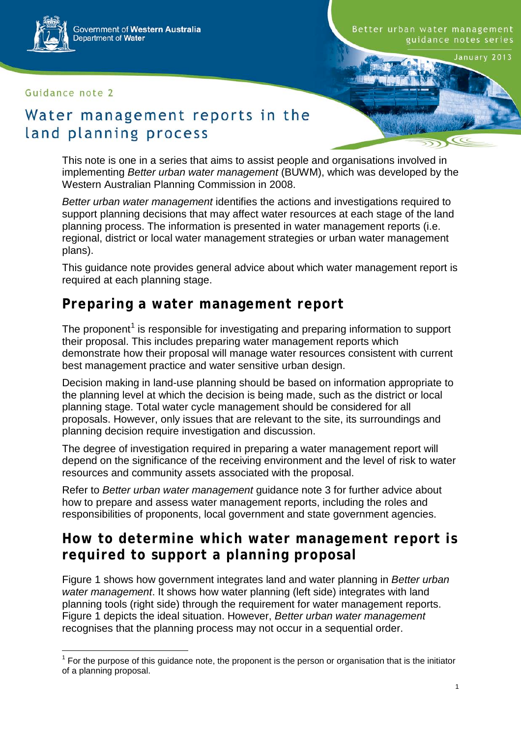Government of Western Australia
Department of Water

Better urban water management guidance notes series

January 2013

Guidance note 2

# Water management reports in the land planning process

This note is one in a series that aims to assist people and organisations involved in implementing *Better urban water management* (BUWM), which was developed by the Western Australian Planning Commission in 2008.

*Better urban water management* identifies the actions and investigations required to support planning decisions that may affect water resources at each stage of the land planning process. The information is presented in water management reports (i.e. regional, district or local water management strategies or urban water management plans).

This guidance note provides general advice about which water management report is required at each planning stage.

## Preparing a water management report

The proponent[1] is responsible for investigating and preparing information to support their proposal. This includes preparing water management reports which demonstrate how their proposal will manage water resources consistent with current best management practice and water sensitive urban design.

Decision making in land-use planning should be based on information appropriate to the planning level at which the decision is being made, such as the district or local planning stage. Total water cycle management should be considered for all proposals. However, only issues that are relevant to the site, its surroundings and planning decision require investigation and discussion.

The degree of investigation required in preparing a water management report will depend on the significance of the receiving environment and the level of risk to water resources and community assets associated with the proposal.

Refer to *Better urban water management* guidance note 3 for further advice about how to prepare and assess water management reports, including the roles and responsibilities of proponents, local government and state government agencies.

## How to determine which water management report is required to support a planning proposal

Figure 1 shows how government integrates land and water planning in *Better urban water management*. It shows how water planning (left side) integrates with land planning tools (right side) through the requirement for water management reports. Figure 1 depicts the ideal situation. However, *Better urban water management* recognises that the planning process may not occur in a sequential order.

[1] For the purpose of this guidance note, the proponent is the person or organisation that is the initiator of a planning proposal.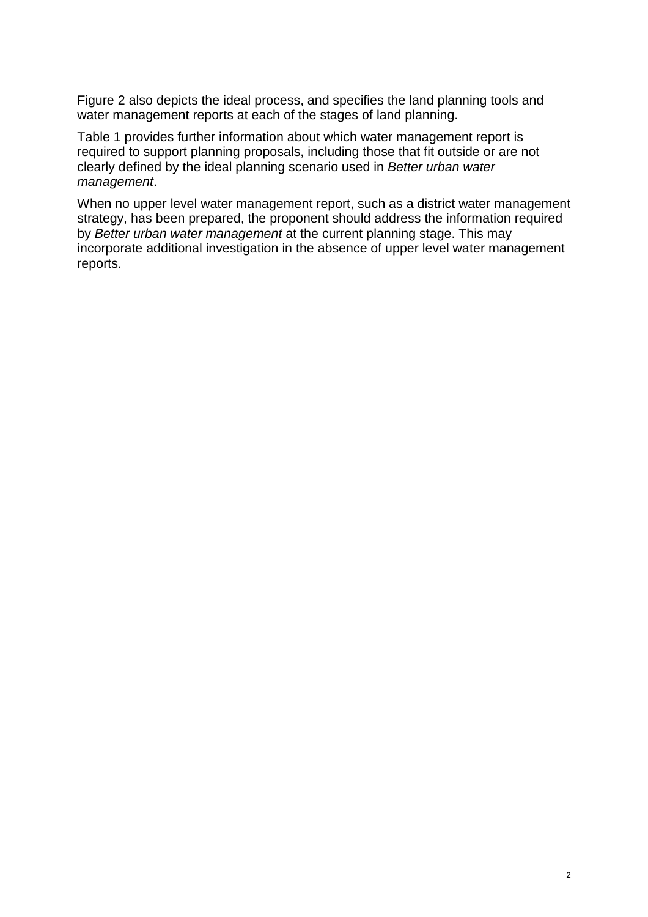Figure 2 also depicts the ideal process, and specifies the land planning tools and water management reports at each of the stages of land planning.

Table 1 provides further information about which water management report is required to support planning proposals, including those that fit outside or are not clearly defined by the ideal planning scenario used in *Better urban water management*.

When no upper level water management report, such as a district water management strategy, has been prepared, the proponent should address the information required by *Better urban water management* at the current planning stage. This may incorporate additional investigation in the absence of upper level water management reports.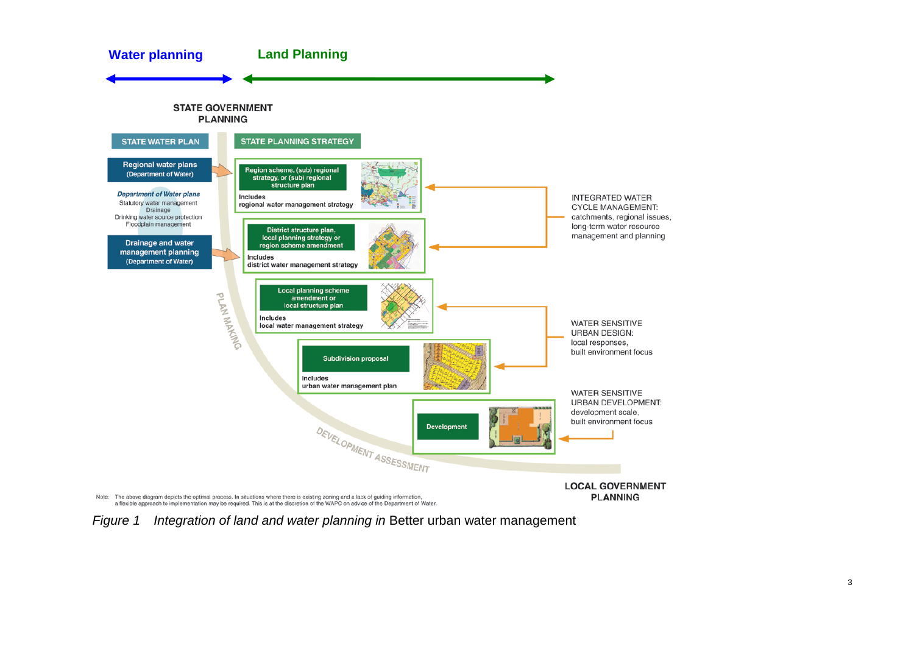**Water planning** **Land Planning**

STATE GOVERNMENT PLANNING

STATE WATER PLAN

STATE PLANNING STRATEGY

Regional water plans (Department of Water)

*Department of Water plans*
Statutory water management
Drainage
Drinking water source protection
Floodplain management

Drainage and water management planning (Department of Water)

Region scheme, (sub) regional strategy, or (sub) regional structure plan
Includes regional water management strategy

District structure plan, local planning strategy or region scheme amendment
Includes district water management strategy

Local planning scheme amendment or local structure plan
Includes local water management strategy

Subdivision proposal
Includes urban water management plan

Development

PLAN MAKING

DEVELOPMENT ASSESSMENT

INTEGRATED WATER CYCLE MANAGEMENT: catchments, regional issues, long-term water resource management and planning

WATER SENSITIVE URBAN DESIGN: local responses, built environment focus

WATER SENSITIVE URBAN DEVELOPMENT: development scale, built environment focus

LOCAL GOVERNMENT PLANNING

Note: The above diagram depicts the optimal process. In situations where there is existing zoning and a lack of guiding information, a flexible approach to implementation may be required. This is at the discretion of the WAPC on advice of the Department of Water.

*Figure 1 Integration of land and water planning in* Better urban water management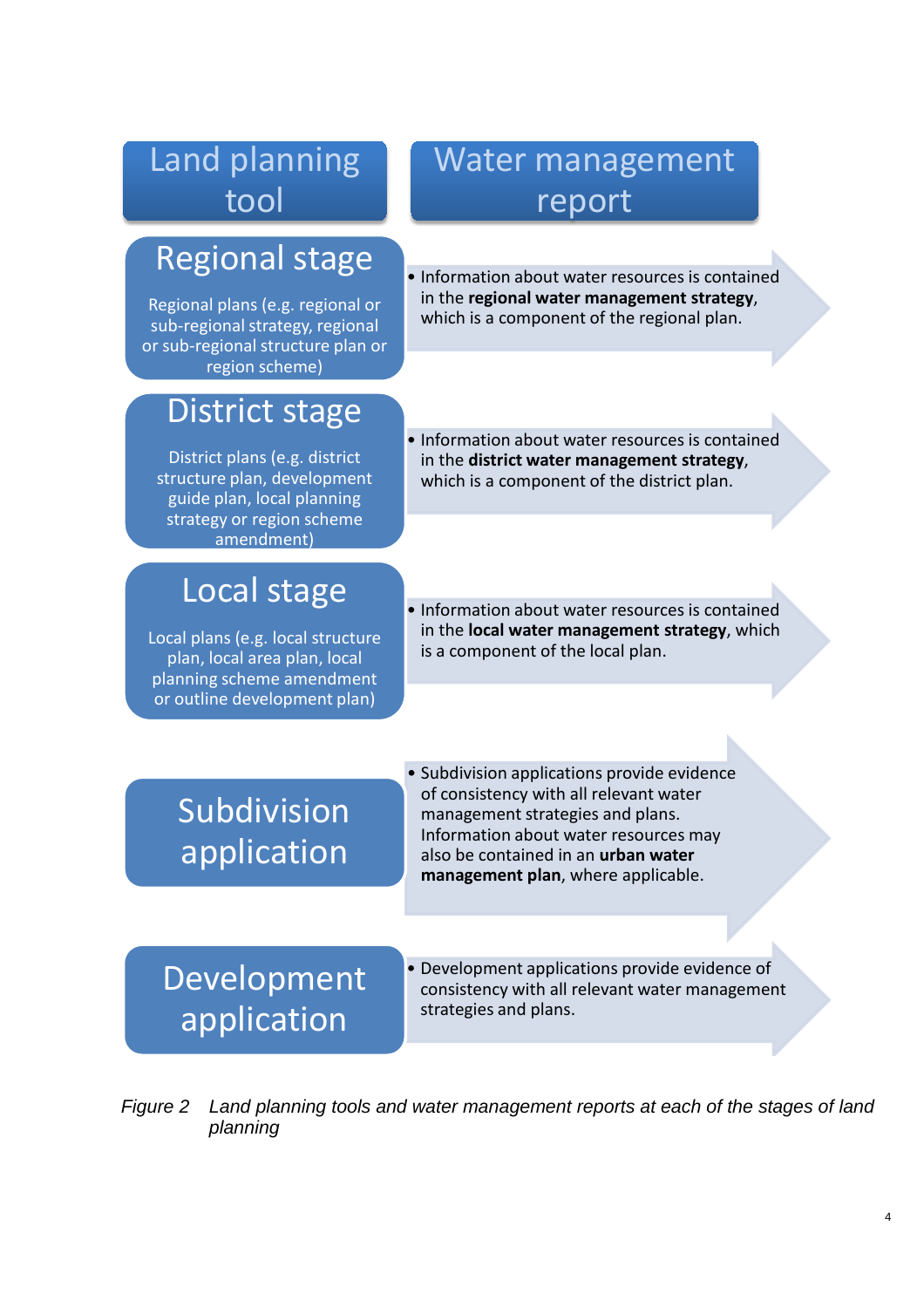| Land planning tool | Water management report |
| --- | --- |
| **Regional stage**<br>Regional plans (e.g. regional or sub-regional strategy, regional or sub-regional structure plan or region scheme) | • Information about water resources is contained in the **regional water management strategy**, which is a component of the regional plan. |
| **District stage**<br>District plans (e.g. district structure plan, development guide plan, local planning strategy or region scheme amendment) | • Information about water resources is contained in the **district water management strategy**, which is a component of the district plan. |
| **Local stage**<br>Local plans (e.g. local structure plan, local area plan, local planning scheme amendment or outline development plan) | • Information about water resources is contained in the **local water management strategy**, which is a component of the local plan. |
| **Subdivision application** | • Subdivision applications provide evidence of consistency with all relevant water management strategies and plans. Information about water resources may also be contained in an **urban water management plan**, where applicable. |
| **Development application** | • Development applications provide evidence of consistency with all relevant water management strategies and plans. |

*Figure 2 Land planning tools and water management reports at each of the stages of land planning*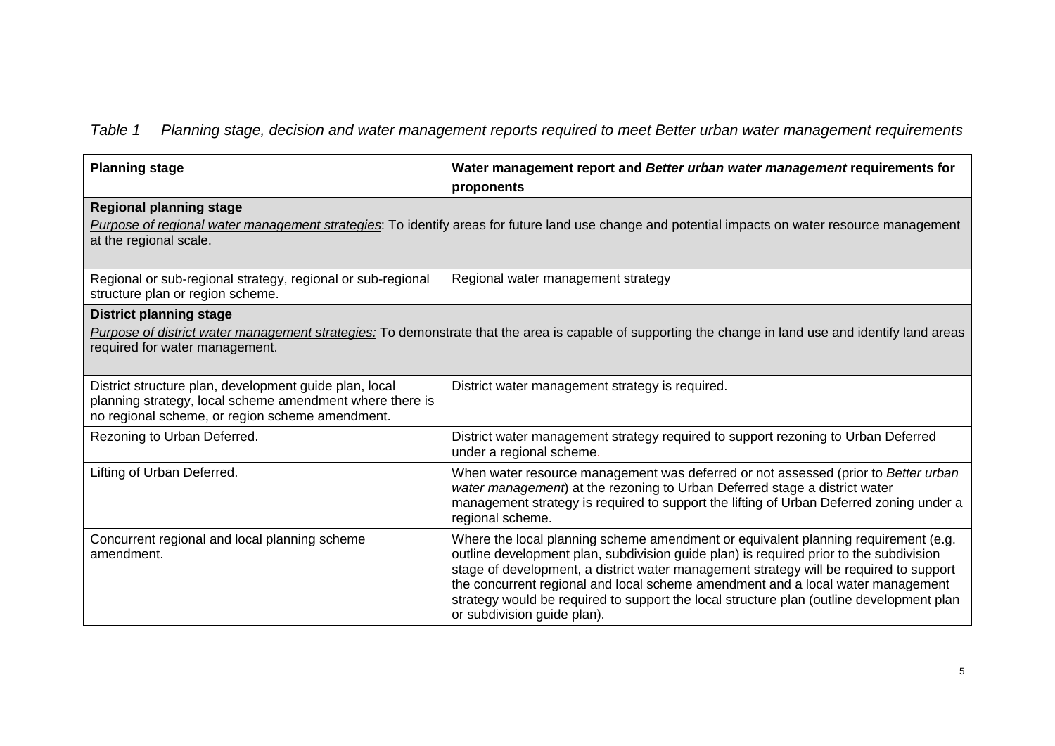*Table 1 Planning stage, decision and water management reports required to meet Better urban water management requirements*

| **Planning stage** | **Water management report and *Better urban water management* requirements for proponents** |
|---|---|
| **Regional planning stage**<br>*Purpose of regional water management strategies*: To identify areas for future land use change and potential impacts on water resource management at the regional scale. | |
| Regional or sub-regional strategy, regional or sub-regional structure plan or region scheme. | Regional water management strategy |
| **District planning stage**<br>*Purpose of district water management strategies:* To demonstrate that the area is capable of supporting the change in land use and identify land areas required for water management. | |
| District structure plan, development guide plan, local planning strategy, local scheme amendment where there is no regional scheme, or region scheme amendment. | District water management strategy is required. |
| Rezoning to Urban Deferred. | District water management strategy required to support rezoning to Urban Deferred under a regional scheme. |
| Lifting of Urban Deferred. | When water resource management was deferred or not assessed (prior to *Better urban water management*) at the rezoning to Urban Deferred stage a district water management strategy is required to support the lifting of Urban Deferred zoning under a regional scheme. |
| Concurrent regional and local planning scheme amendment. | Where the local planning scheme amendment or equivalent planning requirement (e.g. outline development plan, subdivision guide plan) is required prior to the subdivision stage of development, a district water management strategy will be required to support the concurrent regional and local scheme amendment and a local water management strategy would be required to support the local structure plan (outline development plan or subdivision guide plan). |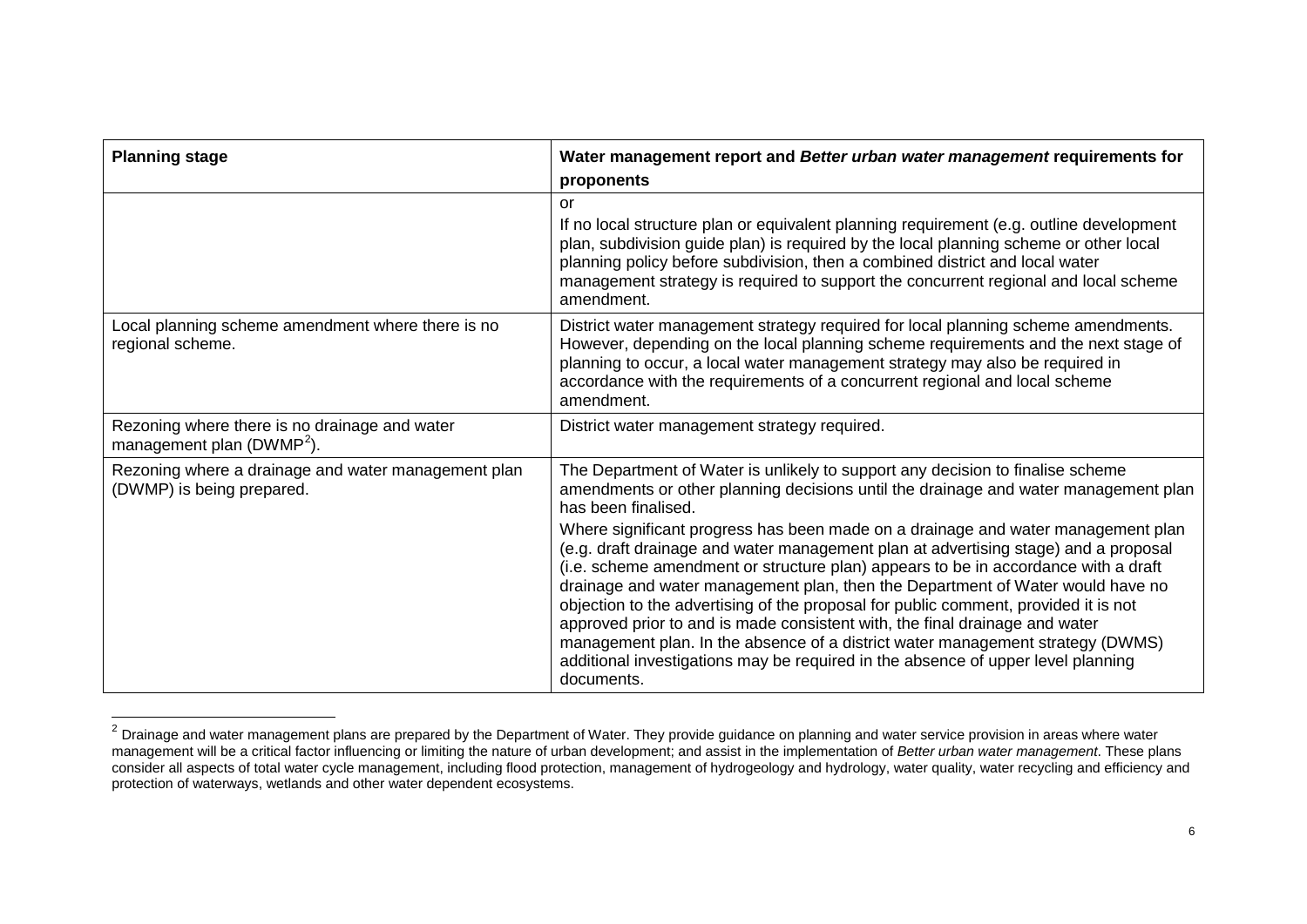| **Planning stage** | **Water management report and *Better urban water management* requirements for proponents** |
|---|---|
| | or<br>If no local structure plan or equivalent planning requirement (e.g. outline development plan, subdivision guide plan) is required by the local planning scheme or other local planning policy before subdivision, then a combined district and local water management strategy is required to support the concurrent regional and local scheme amendment. |
| Local planning scheme amendment where there is no regional scheme. | District water management strategy required for local planning scheme amendments. However, depending on the local planning scheme requirements and the next stage of planning to occur, a local water management strategy may also be required in accordance with the requirements of a concurrent regional and local scheme amendment. |
| Rezoning where there is no drainage and water management plan (DWMP[2]). | District water management strategy required. |
| Rezoning where a drainage and water management plan (DWMP) is being prepared. | The Department of Water is unlikely to support any decision to finalise scheme amendments or other planning decisions until the drainage and water management plan has been finalised.<br>Where significant progress has been made on a drainage and water management plan (e.g. draft drainage and water management plan at advertising stage) and a proposal (i.e. scheme amendment or structure plan) appears to be in accordance with a draft drainage and water management plan, then the Department of Water would have no objection to the advertising of the proposal for public comment, provided it is not approved prior to and is made consistent with, the final drainage and water management plan. In the absence of a district water management strategy (DWMS) additional investigations may be required in the absence of upper level planning documents. |

[2] Drainage and water management plans are prepared by the Department of Water. They provide guidance on planning and water service provision in areas where water management will be a critical factor influencing or limiting the nature of urban development; and assist in the implementation of *Better urban water management*. These plans consider all aspects of total water cycle management, including flood protection, management of hydrogeology and hydrology, water quality, water recycling and efficiency and protection of waterways, wetlands and other water dependent ecosystems.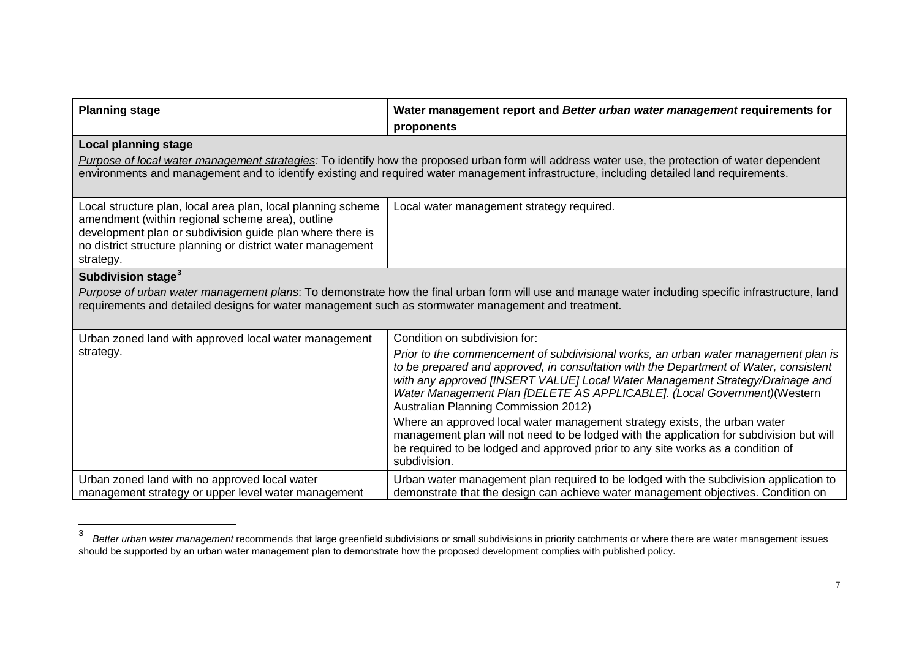| Planning stage | Water management report and *Better urban water management* requirements for proponents |
|---|---|
| **Local planning stage**<br>*Purpose of local water management strategies:* To identify how the proposed urban form will address water use, the protection of water dependent environments and management and to identify existing and required water management infrastructure, including detailed land requirements. | |
| Local structure plan, local area plan, local planning scheme amendment (within regional scheme area), outline development plan or subdivision guide plan where there is no district structure planning or district water management strategy. | Local water management strategy required. |
| **Subdivision stage**[3]<br>*Purpose of urban water management plans*: To demonstrate how the final urban form will use and manage water including specific infrastructure, land requirements and detailed designs for water management such as stormwater management and treatment. | |
| Urban zoned land with approved local water management strategy. | Condition on subdivision for:<br>*Prior to the commencement of subdivisional works, an urban water management plan is to be prepared and approved, in consultation with the Department of Water, consistent with any approved [INSERT VALUE] Local Water Management Strategy/Drainage and Water Management Plan [DELETE AS APPLICABLE]. (Local Government)*(Western Australian Planning Commission 2012)<br>Where an approved local water management strategy exists, the urban water management plan will not need to be lodged with the application for subdivision but will be required to be lodged and approved prior to any site works as a condition of subdivision. |
| Urban zoned land with no approved local water management strategy or upper level water management | Urban water management plan required to be lodged with the subdivision application to demonstrate that the design can achieve water management objectives. Condition on |

[3] *Better urban water management* recommends that large greenfield subdivisions or small subdivisions in priority catchments or where there are water management issues should be supported by an urban water management plan to demonstrate how the proposed development complies with published policy.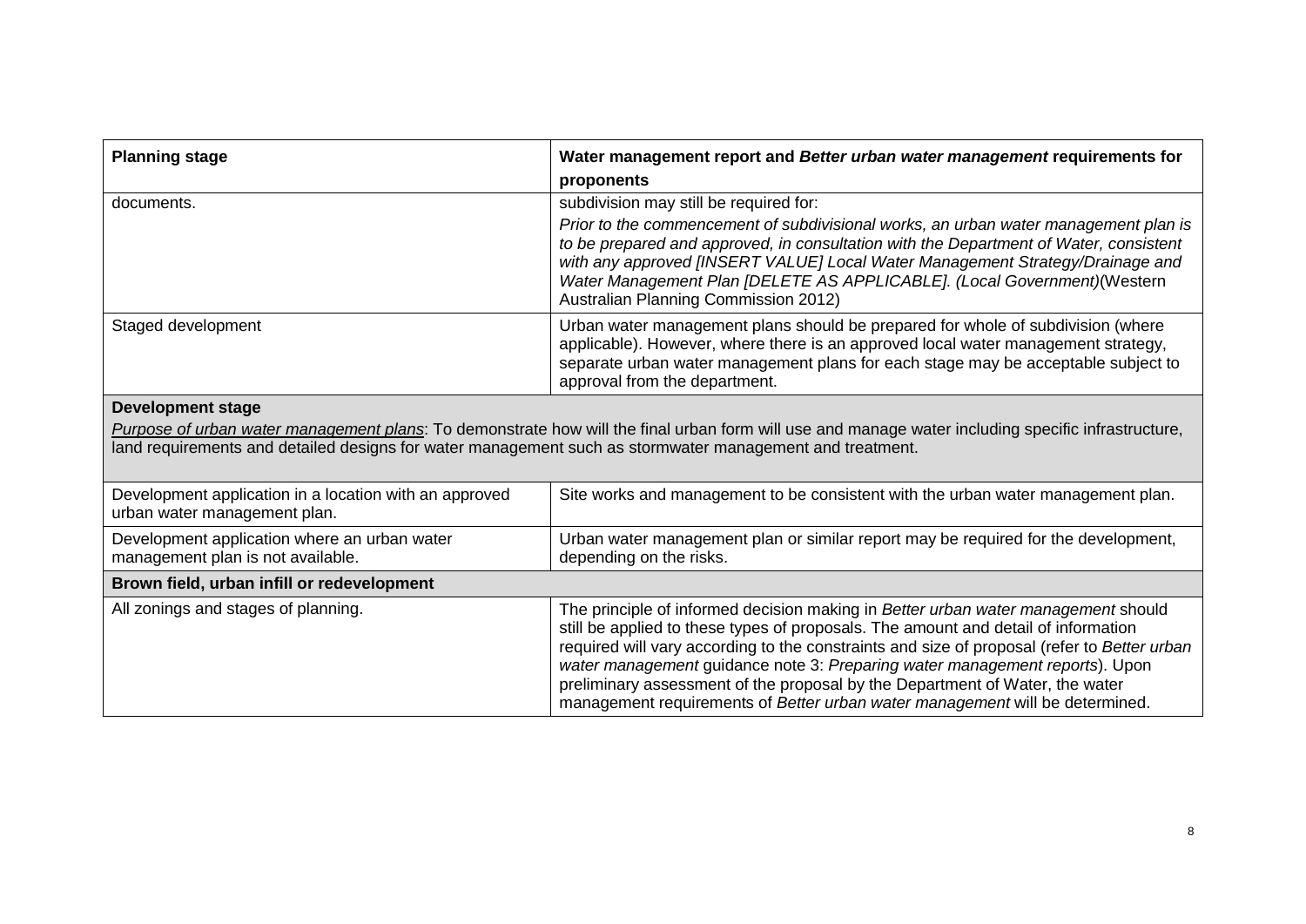| Planning stage | Water management report and *Better urban water management* requirements for proponents |
|---|---|
| documents. | subdivision may still be required for:<br>*Prior to the commencement of subdivisional works, an urban water management plan is to be prepared and approved, in consultation with the Department of Water, consistent with any approved [INSERT VALUE] Local Water Management Strategy/Drainage and Water Management Plan [DELETE AS APPLICABLE]. (Local Government)*(Western Australian Planning Commission 2012) |
| Staged development | Urban water management plans should be prepared for whole of subdivision (where applicable). However, where there is an approved local water management strategy, separate urban water management plans for each stage may be acceptable subject to approval from the department. |
| **Development stage**<br>*Purpose of urban water management plans*: To demonstrate how will the final urban form will use and manage water including specific infrastructure, land requirements and detailed designs for water management such as stormwater management and treatment. | |
| Development application in a location with an approved urban water management plan. | Site works and management to be consistent with the urban water management plan. |
| Development application where an urban water management plan is not available. | Urban water management plan or similar report may be required for the development, depending on the risks. |
| **Brown field, urban infill or redevelopment** | |
| All zonings and stages of planning. | The principle of informed decision making in *Better urban water management* should still be applied to these types of proposals. The amount and detail of information required will vary according to the constraints and size of proposal (refer to *Better urban water management* guidance note 3: *Preparing water management reports*). Upon preliminary assessment of the proposal by the Department of Water, the water management requirements of *Better urban water management* will be determined. |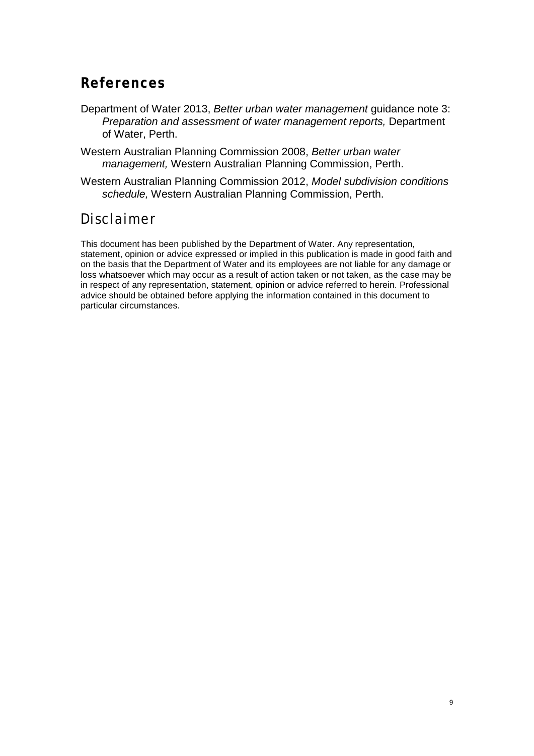## References

Department of Water 2013, *Better urban water management* guidance note 3: *Preparation and assessment of water management reports,* Department of Water, Perth.

Western Australian Planning Commission 2008, *Better urban water management,* Western Australian Planning Commission, Perth.

Western Australian Planning Commission 2012, *Model subdivision conditions schedule,* Western Australian Planning Commission, Perth.

## Disclaimer

This document has been published by the Department of Water. Any representation, statement, opinion or advice expressed or implied in this publication is made in good faith and on the basis that the Department of Water and its employees are not liable for any damage or loss whatsoever which may occur as a result of action taken or not taken, as the case may be in respect of any representation, statement, opinion or advice referred to herein. Professional advice should be obtained before applying the information contained in this document to particular circumstances.